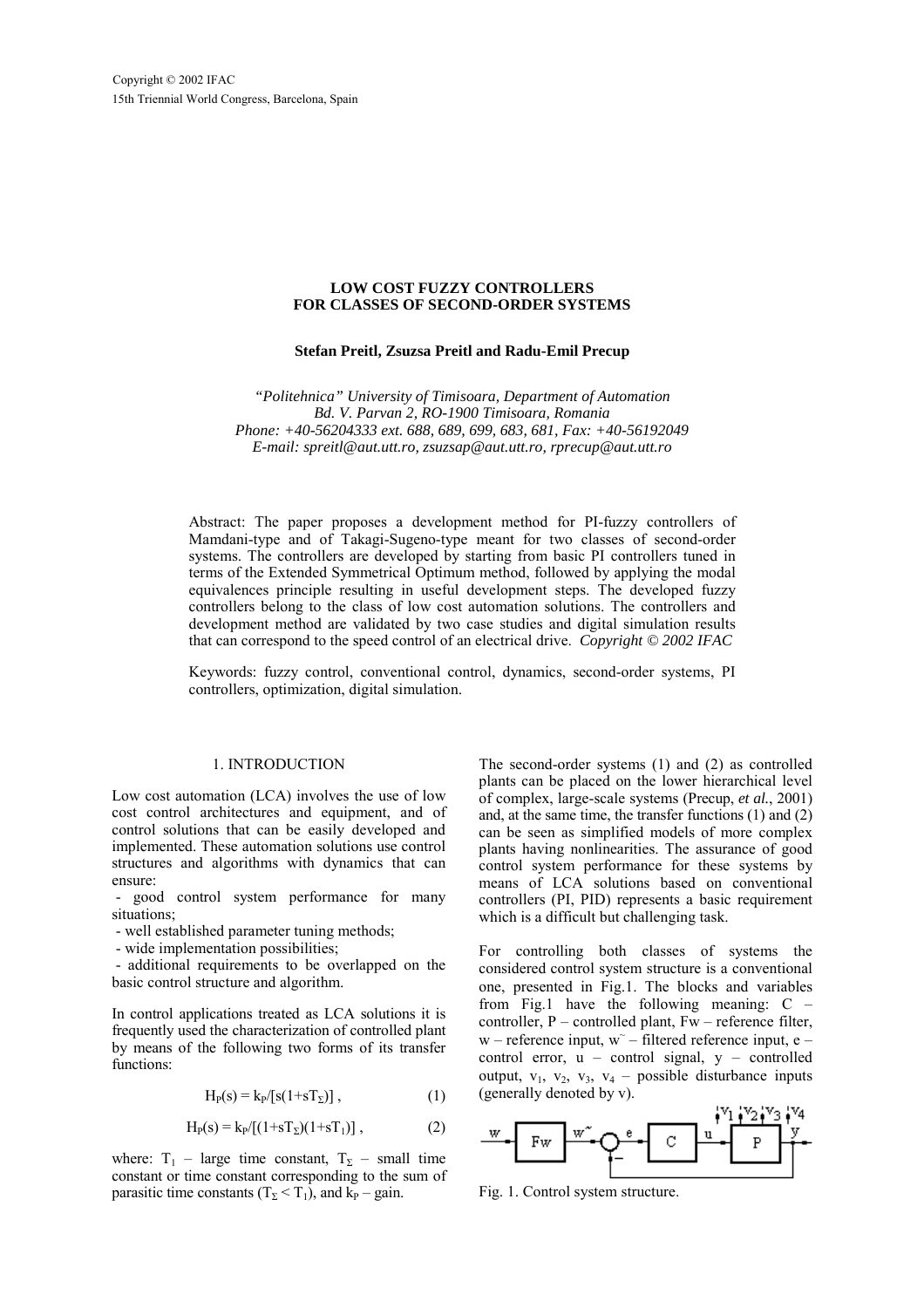# LOW COST FUZZY CONTROLLERS FOR CLASSES OF SECOND-ORDER SYSTEMS

**Stefan Preitl, Zsuzsa Preitl and Radu-Emil Precup**

*"Politehnica" University of Timisoara, Department of Automation*
*Bd. V. Parvan 2, RO-1900 Timisoara, Romania*
*Phone: +40-56204333 ext. 688, 689, 699, 683, 681, Fax: +40-56192049*
*E-mail: spreitl@aut.utt.ro, zsuzsap@aut.utt.ro, rprecup@aut.utt.ro*

Abstract: The paper proposes a development method for PI-fuzzy controllers of Mamdani-type and of Takagi-Sugeno-type meant for two classes of second-order systems. The controllers are developed by starting from basic PI controllers tuned in terms of the Extended Symmetrical Optimum method, followed by applying the modal equivalences principle resulting in useful development steps. The developed fuzzy controllers belong to the class of low cost automation solutions. The controllers and development method are validated by two case studies and digital simulation results that can correspond to the speed control of an electrical drive. *Copyright © 2002 IFAC*

Keywords: fuzzy control, conventional control, dynamics, second-order systems, PI controllers, optimization, digital simulation.

## 1. INTRODUCTION

Low cost automation (LCA) involves the use of low cost control architectures and equipment, and of control solutions that can be easily developed and implemented. These automation solutions use control structures and algorithms with dynamics that can ensure:

- good control system performance for many situations;
- well established parameter tuning methods;
- wide implementation possibilities;
- additional requirements to be overlapped on the basic control structure and algorithm.

In control applications treated as LCA solutions it is frequently used the characterization of controlled plant by means of the following two forms of its transfer functions:

$$H_P(s) = k_P/[s(1+sT_\Sigma)] \,, \tag{1}$$

$$H_P(s) = k_P/[(1+sT_\Sigma)(1+sT_1)] \,, \tag{2}$$

where: $T_1$ – large time constant, $T_\Sigma$ – small time constant or time constant corresponding to the sum of parasitic time constants ($T_\Sigma < T_1$), and $k_P$ – gain.

The second-order systems (1) and (2) as controlled plants can be placed on the lower hierarchical level of complex, large-scale systems (Precup, *et al.*, 2001) and, at the same time, the transfer functions (1) and (2) can be seen as simplified models of more complex plants having nonlinearities. The assurance of good control system performance for these systems by means of LCA solutions based on conventional controllers (PI, PID) represents a basic requirement which is a difficult but challenging task.

For controlling both classes of systems the considered control system structure is a conventional one, presented in Fig.1. The blocks and variables from Fig.1 have the following meaning: C – controller, P – controlled plant, Fw – reference filter, w – reference input, $w^{\sim}$ – filtered reference input, e – control error, u – control signal, y – controlled output, $v_1$, $v_2$, $v_3$, $v_4$ – possible disturbance inputs (generally denoted by v).

Fig. 1. Control system structure.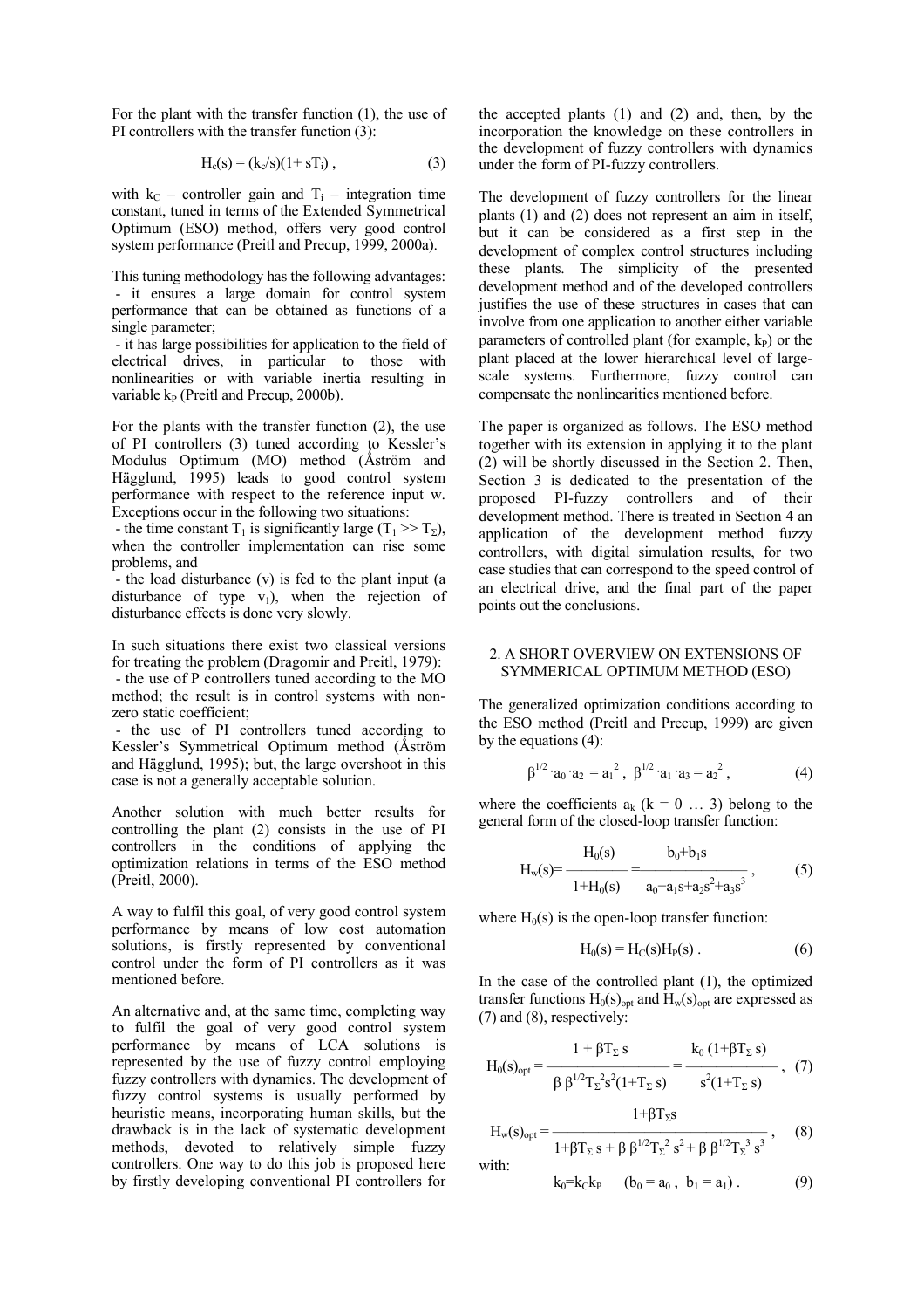For the plant with the transfer function (1), the use of PI controllers with the transfer function (3):

$$H_c(s) = (k_c/s)(1+ sT_i) , \qquad (3)$$

with $k_C$ – controller gain and $T_i$ – integration time constant, tuned in terms of the Extended Symmetrical Optimum (ESO) method, offers very good control system performance (Preitl and Precup, 1999, 2000a).

This tuning methodology has the following advantages:
- it ensures a large domain for control system performance that can be obtained as functions of a single parameter;
- it has large possibilities for application to the field of electrical drives, in particular to those with nonlinearities or with variable inertia resulting in variable $k_P$ (Preitl and Precup, 2000b).

For the plants with the transfer function (2), the use of PI controllers (3) tuned according to Kessler's Modulus Optimum (MO) method (Åström and Hägglund, 1995) leads to good control system performance with respect to the reference input w. Exceptions occur in the following two situations:
- the time constant $T_1$ is significantly large ($T_1 >> T_\Sigma$), when the controller implementation can rise some problems, and
- the load disturbance (v) is fed to the plant input (a disturbance of type $v_1$), when the rejection of disturbance effects is done very slowly.

In such situations there exist two classical versions for treating the problem (Dragomir and Preitl, 1979):
- the use of P controllers tuned according to the MO method; the result is in control systems with non-zero static coefficient;
- the use of PI controllers tuned according to Kessler's Symmetrical Optimum method (Åström and Hägglund, 1995); but, the large overshoot in this case is not a generally acceptable solution.

Another solution with much better results for controlling the plant (2) consists in the use of PI controllers in the conditions of applying the optimization relations in terms of the ESO method (Preitl, 2000).

A way to fulfil this goal, of very good control system performance by means of low cost automation solutions, is firstly represented by conventional control under the form of PI controllers as it was mentioned before.

An alternative and, at the same time, completing way to fulfil the goal of very good control system performance by means of LCA solutions is represented by the use of fuzzy control employing fuzzy controllers with dynamics. The development of fuzzy control systems is usually performed by heuristic means, incorporating human skills, but the drawback is in the lack of systematic development methods, devoted to relatively simple fuzzy controllers. One way to do this job is proposed here by firstly developing conventional PI controllers for the accepted plants (1) and (2) and, then, by the incorporation the knowledge on these controllers in the development of fuzzy controllers with dynamics under the form of PI-fuzzy controllers.

The development of fuzzy controllers for the linear plants (1) and (2) does not represent an aim in itself, but it can be considered as a first step in the development of complex control structures including these plants. The simplicity of the presented development method and of the developed controllers justifies the use of these structures in cases that can involve from one application to another either variable parameters of controlled plant (for example, $k_P$) or the plant placed at the lower hierarchical level of large-scale systems. Furthermore, fuzzy control can compensate the nonlinearities mentioned before.

The paper is organized as follows. The ESO method together with its extension in applying it to the plant (2) will be shortly discussed in the Section 2. Then, Section 3 is dedicated to the presentation of the proposed PI-fuzzy controllers and of their development method. There is treated in Section 4 an application of the development method fuzzy controllers, with digital simulation results, for two case studies that can correspond to the speed control of an electrical drive, and the final part of the paper points out the conclusions.

## 2. A SHORT OVERVIEW ON EXTENSIONS OF SYMMERICAL OPTIMUM METHOD (ESO)

The generalized optimization conditions according to the ESO method (Preitl and Precup, 1999) are given by the equations (4):

$$\beta^{1/2} \cdot a_0 \cdot a_2 = a_1^2 , \ \beta^{1/2} \cdot a_1 \cdot a_3 = a_2^2 , \qquad (4)$$

where the coefficients $a_k$ ($k = 0 \ldots 3$) belong to the general form of the closed-loop transfer function:

$$H_w(s) = \frac{H_0(s)}{1+H_0(s)} = \frac{b_0+b_1 s}{a_0+a_1 s+a_2 s^2+a_3 s^3} , \qquad (5)$$

where $H_0(s)$ is the open-loop transfer function:

$$H_0(s) = H_C(s)H_P(s) . \qquad (6)$$

In the case of the controlled plant (1), the optimized transfer functions $H_0(s)_{opt}$ and $H_w(s)_{opt}$ are expressed as (7) and (8), respectively:

$$H_0(s)_{opt} = \frac{1 + \beta T_\Sigma s}{\beta \, \beta^{1/2} T_\Sigma^2 s^2 (1+T_\Sigma s)} = \frac{k_0 (1+\beta T_\Sigma s)}{s^2 (1+T_\Sigma s)} , \qquad (7)$$

$$H_w(s)_{opt} = \frac{1+\beta T_\Sigma s}{1+\beta T_\Sigma s + \beta \, \beta^{1/2} T_\Sigma^2 s^2 + \beta \, \beta^{1/2} T_\Sigma^3 s^3} , \qquad (8)$$

with:

$$k_0 = k_C k_P \quad (b_0 = a_0 , \ b_1 = a_1) . \qquad (9)$$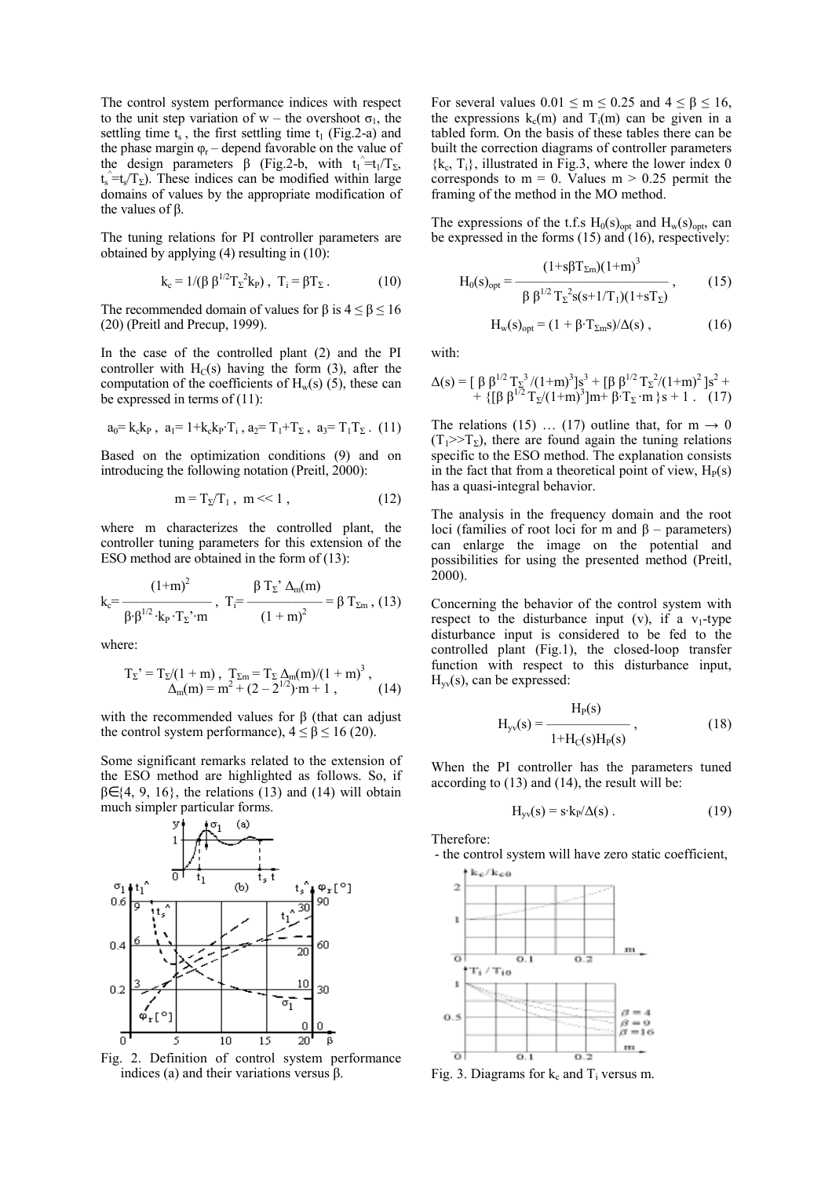The control system performance indices with respect to the unit step variation of w – the overshoot $\sigma_1$, the settling time $t_s$, the first settling time $t_1$ (Fig.2-a) and the phase margin $\varphi_r$ – depend favorable on the value of the design parameters β (Fig.2-b, with $\hat{t}_1 = t_1/T_\Sigma$, $\hat{t}_s = t_s/T_\Sigma$). These indices can be modified within large domains of values by the appropriate modification of the values of β.

The tuning relations for PI controller parameters are obtained by applying (4) resulting in (10):

$$k_c = 1/(\beta\,\beta^{1/2} T_\Sigma^2 k_P)\,,\ \ T_i = \beta T_\Sigma\,. \tag{10}$$

The recommended domain of values for β is $4 \le \beta \le 16$ (20) (Preitl and Precup, 1999).

In the case of the controlled plant (2) and the PI controller with $H_C(s)$ having the form (3), after the computation of the coefficients of $H_w(s)$ (5), these can be expressed in terms of (11):

$$a_0 = k_c k_P\,,\ a_1 = 1 + k_c k_P \cdot T_i\,,\ a_2 = T_1 + T_\Sigma\,,\ a_3 = T_1 T_\Sigma\,. \tag{11}$$

Based on the optimization conditions (9) and on introducing the following notation (Preitl, 2000):

$$m = T_\Sigma/T_1\,,\ \ m \ll 1\,, \tag{12}$$

where m characterizes the controlled plant, the controller tuning parameters for this extension of the ESO method are obtained in the form of (13):

$$k_c = \frac{(1+m)^2}{\beta \cdot \beta^{1/2} \cdot k_P \cdot T_\Sigma' \cdot m}\,,\ \ T_i = \frac{\beta\, T_\Sigma'\, \Delta_m(m)}{(1+m)^2} = \beta\, T_{\Sigma m}\,, \tag{13}$$

where:

$$T_\Sigma' = T_\Sigma/(1+m)\,,\ \ T_{\Sigma m} = T_\Sigma\, \Delta_m(m)/(1+m)^3\,,$$
$$\Delta_m(m) = m^2 + (2 - 2^{1/2}) \cdot m + 1\,, \tag{14}$$

with the recommended values for β (that can adjust the control system performance), $4 \le \beta \le 16$ (20).

Some significant remarks related to the extension of the ESO method are highlighted as follows. So, if $\beta \in \{4, 9, 16\}$, the relations (13) and (14) will obtain much simpler particular forms.

Fig. 2. Definition of control system performance indices (a) and their variations versus β.

For several values $0.01 \le m \le 0.25$ and $4 \le \beta \le 16$, the expressions $k_c(m)$ and $T_i(m)$ can be given in a tabled form. On the basis of these tables there can be built the correction diagrams of controller parameters $\{k_c, T_i\}$, illustrated in Fig.3, where the lower index 0 corresponds to m = 0. Values m > 0.25 permit the framing of the method in the MO method.

The expressions of the t.f.s $H_0(s)_{opt}$ and $H_w(s)_{opt}$, can be expressed in the forms (15) and (16), respectively:

$$H_0(s)_{opt} = \frac{(1 + s\beta T_{\Sigma m})(1+m)^3}{\beta\,\beta^{1/2}\, T_\Sigma^2 s (s + 1/T_1)(1 + sT_\Sigma)}\,, \tag{15}$$

$$H_w(s)_{opt} = (1 + \beta \cdot T_{\Sigma m} s)/\Delta(s)\,, \tag{16}$$

with:

$$\Delta(s) = [\,\beta\,\beta^{1/2} T_\Sigma^3/(1+m)^3]s^3 + [\beta\,\beta^{1/2} T_\Sigma^2/(1+m)^2\,]s^2 + \{[\beta\,\beta^{1/2} T_\Sigma/(1+m)^3]m + \beta \cdot T_\Sigma \cdot m\,\}s + 1\,. \tag{17}$$

The relations (15) … (17) outline that, for $m \to 0$ ($T_1 \gg T_\Sigma$), there are found again the tuning relations specific to the ESO method. The explanation consists in the fact that from a theoretical point of view, $H_P(s)$ has a quasi-integral behavior.

The analysis in the frequency domain and the root loci (families of root loci for m and β – parameters) can enlarge the image on the potential and possibilities for using the presented method (Preitl, 2000).

Concerning the behavior of the control system with respect to the disturbance input (v), if a $v_1$-type disturbance input is considered to be fed to the controlled plant (Fig.1), the closed-loop transfer function with respect to this disturbance input, $H_{yv}(s)$, can be expressed:

$$H_{yv}(s) = \frac{H_P(s)}{1 + H_C(s) H_P(s)}\,, \tag{18}$$

When the PI controller has the parameters tuned according to (13) and (14), the result will be:

$$H_{yv}(s) = s \cdot k_P/\Delta(s)\,. \tag{19}$$

Therefore:

- the control system will have zero static coefficient,

Fig. 3. Diagrams for $k_c$ and $T_i$ versus m.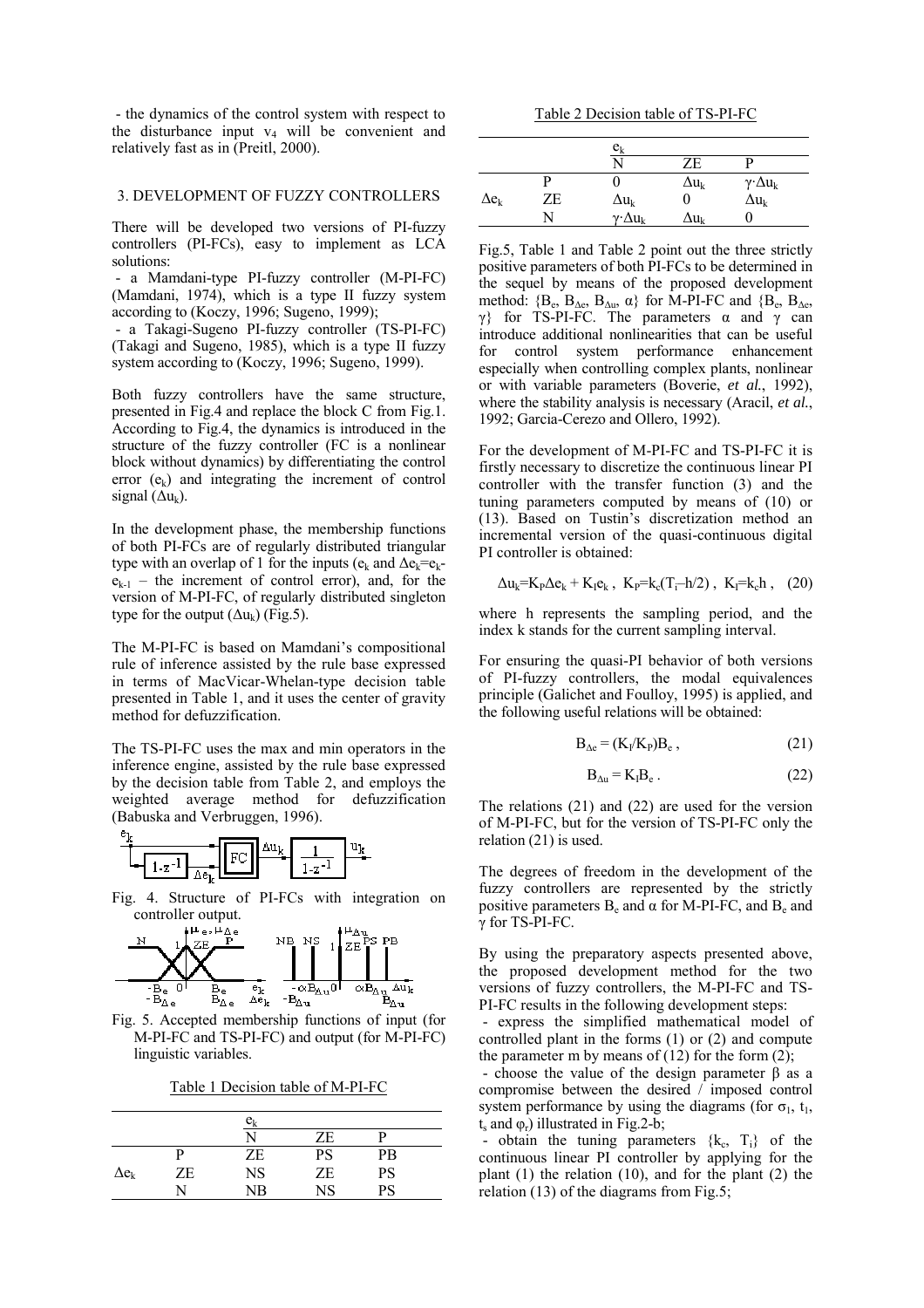- the dynamics of the control system with respect to the disturbance input $v_4$ will be convenient and relatively fast as in (Preitl, 2000).

## 3. DEVELOPMENT OF FUZZY CONTROLLERS

There will be developed two versions of PI-fuzzy controllers (PI-FCs), easy to implement as LCA solutions:

- a Mamdani-type PI-fuzzy controller (M-PI-FC) (Mamdani, 1974), which is a type II fuzzy system according to (Koczy, 1996; Sugeno, 1999);
- a Takagi-Sugeno PI-fuzzy controller (TS-PI-FC) (Takagi and Sugeno, 1985), which is a type II fuzzy system according to (Koczy, 1996; Sugeno, 1999).

Both fuzzy controllers have the same structure, presented in Fig.4 and replace the block C from Fig.1. According to Fig.4, the dynamics is introduced in the structure of the fuzzy controller (FC is a nonlinear block without dynamics) by differentiating the control error ($e_k$) and integrating the increment of control signal ($\Delta u_k$).

In the development phase, the membership functions of both PI-FCs are of regularly distributed triangular type with an overlap of 1 for the inputs ($e_k$ and $\Delta e_k = e_k - e_{k-1}$ – the increment of control error), and, for the version of M-PI-FC, of regularly distributed singleton type for the output ($\Delta u_k$) (Fig.5).

The M-PI-FC is based on Mamdani's compositional rule of inference assisted by the rule base expressed in terms of MacVicar-Whelan-type decision table presented in Table 1, and it uses the center of gravity method for defuzzification.

The TS-PI-FC uses the max and min operators in the inference engine, assisted by the rule base expressed by the decision table from Table 2, and employs the weighted average method for defuzzification (Babuska and Verbruggen, 1996).

Fig. 4. Structure of PI-FCs with integration on controller output.

Fig. 5. Accepted membership functions of input (for M-PI-FC and TS-PI-FC) and output (for M-PI-FC) linguistic variables.

Table 1 Decision table of M-PI-FC

| | | $e_k$ | | |
|---|---|---|---|---|
| | | N | ZE | P |
| $\Delta e_k$ | P | ZE | PS | PB |
| | ZE | NS | ZE | PS |
| | N | NB | NS | PS |

Table 2 Decision table of TS-PI-FC

| | | $e_k$ | | |
|---|---|---|---|---|
| | | N | ZE | P |
| $\Delta e_k$ | P | 0 | $\Delta u_k$ | $\gamma \cdot \Delta u_k$ |
| | ZE | $\Delta u_k$ | 0 | $\Delta u_k$ |
| | N | $\gamma \cdot \Delta u_k$ | $\Delta u_k$ | 0 |

Fig.5, Table 1 and Table 2 point out the three strictly positive parameters of both PI-FCs to be determined in the sequel by means of the proposed development method: $\{B_e, B_{\Delta e}, B_{\Delta u}, \alpha\}$ for M-PI-FC and $\{B_e, B_{\Delta e}, \gamma\}$ for TS-PI-FC. The parameters $\alpha$ and $\gamma$ can introduce additional nonlinearities that can be useful for control system performance enhancement especially when controlling complex plants, nonlinear or with variable parameters (Boverie, *et al.*, 1992), where the stability analysis is necessary (Aracil, *et al.*, 1992; Garcia-Cerezo and Ollero, 1992).

For the development of M-PI-FC and TS-PI-FC it is firstly necessary to discretize the continuous linear PI controller with the transfer function (3) and the tuning parameters computed by means of (10) or (13). Based on Tustin's discretization method an incremental version of the quasi-continuous digital PI controller is obtained:

$$\Delta u_k = K_P \Delta e_k + K_I e_k \, , \;\; K_P = k_c(T_i - h/2) \, , \;\; K_I = k_c h \, , \quad (20)$$

where h represents the sampling period, and the index k stands for the current sampling interval.

For ensuring the quasi-PI behavior of both versions of PI-fuzzy controllers, the modal equivalences principle (Galichet and Foulloy, 1995) is applied, and the following useful relations will be obtained:

$$B_{\Delta e} = (K_I/K_P) B_e \, , \quad (21)$$

$$B_{\Delta u} = K_I B_e \, . \quad (22)$$

The relations (21) and (22) are used for the version of M-PI-FC, but for the version of TS-PI-FC only the relation (21) is used.

The degrees of freedom in the development of the fuzzy controllers are represented by the strictly positive parameters $B_e$ and $\alpha$ for M-PI-FC, and $B_e$ and $\gamma$ for TS-PI-FC.

By using the preparatory aspects presented above, the proposed development method for the two versions of fuzzy controllers, the M-PI-FC and TS-PI-FC results in the following development steps:

- express the simplified mathematical model of controlled plant in the forms (1) or (2) and compute the parameter m by means of (12) for the form (2);
- choose the value of the design parameter $\beta$ as a compromise between the desired / imposed control system performance by using the diagrams (for $\sigma_1$, $t_1$, $t_s$ and $\varphi_r$) illustrated in Fig.2-b;
- obtain the tuning parameters $\{k_c, T_i\}$ of the continuous linear PI controller by applying for the plant (1) the relation (10), and for the plant (2) the relation (13) of the diagrams from Fig.5;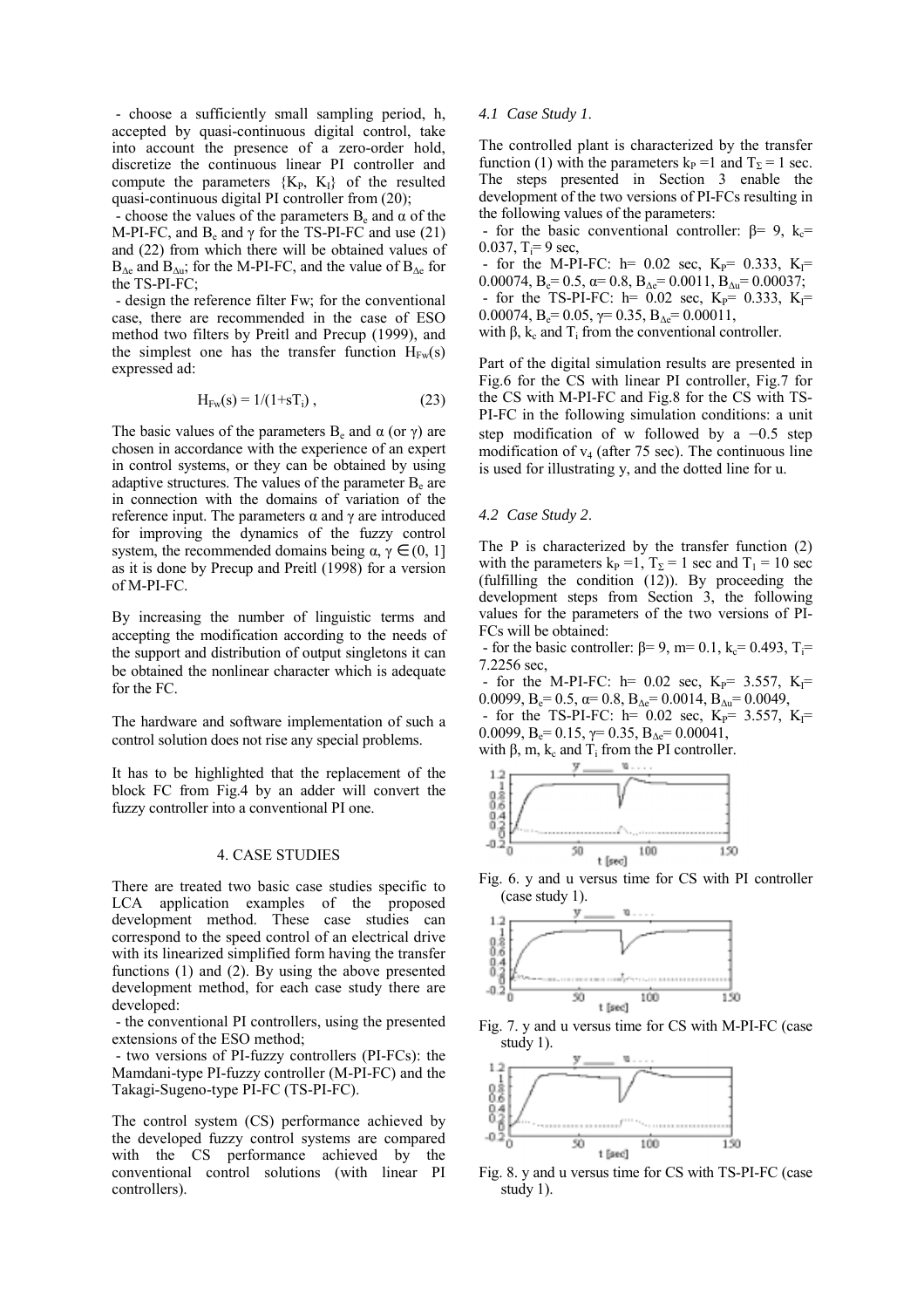- choose a sufficiently small sampling period, h, accepted by quasi-continuous digital control, take into account the presence of a zero-order hold, discretize the continuous linear PI controller and compute the parameters $\{K_P, K_I\}$ of the resulted quasi-continuous digital PI controller from (20);

- choose the values of the parameters $B_e$ and $\alpha$ of the M-PI-FC, and $B_e$ and $\gamma$ for the TS-PI-FC and use (21) and (22) from which there will be obtained values of $B_{\Delta e}$ and $B_{\Delta u}$; for the M-PI-FC, and the value of $B_{\Delta e}$ for the TS-PI-FC;

- design the reference filter Fw; for the conventional case, there are recommended in the case of ESO method two filters by Preitl and Precup (1999), and the simplest one has the transfer function $H_{Fw}(s)$ expressed ad:

$$H_{Fw}(s) = 1/(1+sT_i)\ , \tag{23}$$

The basic values of the parameters $B_e$ and $\alpha$ (or $\gamma$) are chosen in accordance with the experience of an expert in control systems, or they can be obtained by using adaptive structures. The values of the parameter $B_e$ are in connection with the domains of variation of the reference input. The parameters $\alpha$ and $\gamma$ are introduced for improving the dynamics of the fuzzy control system, the recommended domains being $\alpha, \gamma \in (0, 1]$ as it is done by Precup and Preitl (1998) for a version of M-PI-FC.

By increasing the number of linguistic terms and accepting the modification according to the needs of the support and distribution of output singletons it can be obtained the nonlinear character which is adequate for the FC.

The hardware and software implementation of such a control solution does not rise any special problems.

It has to be highlighted that the replacement of the block FC from Fig.4 by an adder will convert the fuzzy controller into a conventional PI one.

## 4. CASE STUDIES

There are treated two basic case studies specific to LCA application examples of the proposed development method. These case studies can correspond to the speed control of an electrical drive with its linearized simplified form having the transfer functions (1) and (2). By using the above presented development method, for each case study there are developed:

- the conventional PI controllers, using the presented extensions of the ESO method;
- two versions of PI-fuzzy controllers (PI-FCs): the Mamdani-type PI-fuzzy controller (M-PI-FC) and the Takagi-Sugeno-type PI-FC (TS-PI-FC).

The control system (CS) performance achieved by the developed fuzzy control systems are compared with the CS performance achieved by the conventional control solutions (with linear PI controllers).

### *4.1 Case Study 1.*

The controlled plant is characterized by the transfer function (1) with the parameters $k_P = 1$ and $T_\Sigma = 1$ sec. The steps presented in Section 3 enable the development of the two versions of PI-FCs resulting in the following values of the parameters:

- for the basic conventional controller: $\beta = 9$, $k_c = 0.037$, $T_i = 9$ sec,
- for the M-PI-FC: $h = 0.02$ sec, $K_P = 0.333$, $K_I = 0.00074$, $B_e = 0.5$, $\alpha = 0.8$, $B_{\Delta e} = 0.0011$, $B_{\Delta u} = 0.00037$;
- for the TS-PI-FC: $h = 0.02$ sec, $K_P = 0.333$, $K_I = 0.00074$, $B_e = 0.05$, $\gamma = 0.35$, $B_{\Delta e} = 0.00011$,

with $\beta$, $k_c$ and $T_i$ from the conventional controller.

Part of the digital simulation results are presented in Fig.6 for the CS with linear PI controller, Fig.7 for the CS with M-PI-FC and Fig.8 for the CS with TS-PI-FC in the following simulation conditions: a unit step modification of w followed by a $-0.5$ step modification of $v_4$ (after 75 sec). The continuous line is used for illustrating y, and the dotted line for u.

### *4.2 Case Study 2.*

The P is characterized by the transfer function (2) with the parameters $k_P = 1$, $T_\Sigma = 1$ sec and $T_1 = 10$ sec (fulfilling the condition (12)). By proceeding the development steps from Section 3, the following values for the parameters of the two versions of PI-FCs will be obtained:

- for the basic controller: $\beta = 9$, $m = 0.1$, $k_c = 0.493$, $T_i = 7.2256$ sec,
- for the M-PI-FC: $h = 0.02$ sec, $K_P = 3.557$, $K_I = 0.0099$, $B_e = 0.5$, $\alpha = 0.8$, $B_{\Delta e} = 0.0014$, $B_{\Delta u} = 0.0049$,
- for the TS-PI-FC: $h = 0.02$ sec, $K_P = 3.557$, $K_I = 0.0099$, $B_e = 0.15$, $\gamma = 0.35$, $B_{\Delta e} = 0.00041$,

with $\beta$, m, $k_c$ and $T_i$ from the PI controller.

Fig. 6. y and u versus time for CS with PI controller (case study 1).

Fig. 7. y and u versus time for CS with M-PI-FC (case study 1).

Fig. 8. y and u versus time for CS with TS-PI-FC (case study 1).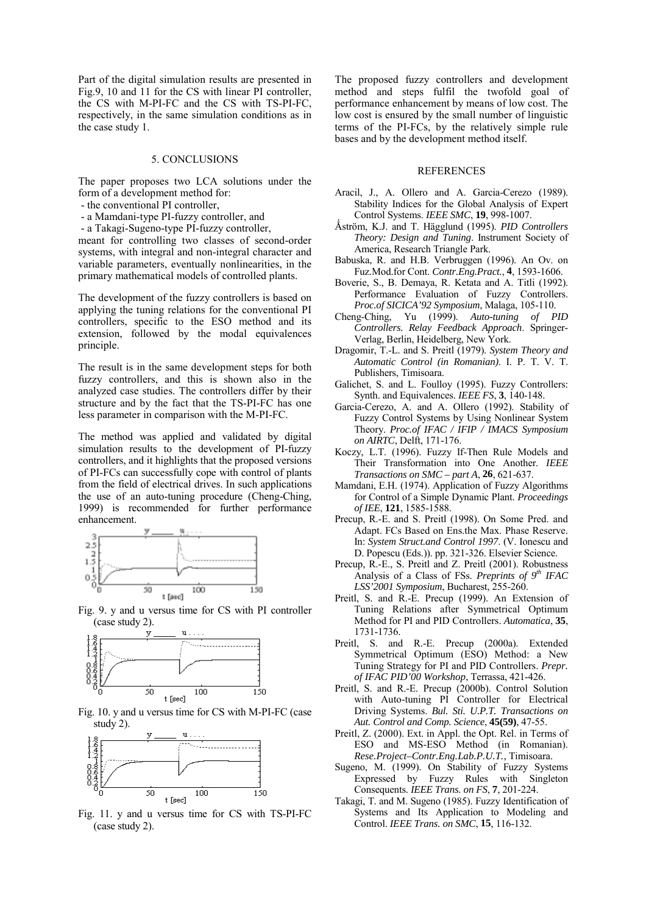Part of the digital simulation results are presented in Fig.9, 10 and 11 for the CS with linear PI controller, the CS with M-PI-FC and the CS with TS-PI-FC, respectively, in the same simulation conditions as in the case study 1.

## 5. CONCLUSIONS

The paper proposes two LCA solutions under the form of a development method for:

- the conventional PI controller,
- a Mamdani-type PI-fuzzy controller, and
- a Takagi-Sugeno-type PI-fuzzy controller,

meant for controlling two classes of second-order systems, with integral and non-integral character and variable parameters, eventually nonlinearities, in the primary mathematical models of controlled plants.

The development of the fuzzy controllers is based on applying the tuning relations for the conventional PI controllers, specific to the ESO method and its extension, followed by the modal equivalences principle.

The result is in the same development steps for both fuzzy controllers, and this is shown also in the analyzed case studies. The controllers differ by their structure and by the fact that the TS-PI-FC has one less parameter in comparison with the M-PI-FC.

The method was applied and validated by digital simulation results to the development of PI-fuzzy controllers, and it highlights that the proposed versions of PI-FCs can successfully cope with control of plants from the field of electrical drives. In such applications the use of an auto-tuning procedure (Cheng-Ching, 1999) is recommended for further performance enhancement.

y \_\_\_\_\_ u . . . .

t [sec]

Fig. 9. y and u versus time for CS with PI controller (case study 2).

y \_\_\_\_\_ u . . . .

t [sec]

Fig. 10. y and u versus time for CS with M-PI-FC (case study 2).

y \_\_\_\_\_ u . . . .

t [sec]

Fig. 11. y and u versus time for CS with TS-PI-FC (case study 2).

The proposed fuzzy controllers and development method and steps fulfil the twofold goal of performance enhancement by means of low cost. The low cost is ensured by the small number of linguistic terms of the PI-FCs, by the relatively simple rule bases and by the development method itself.

## REFERENCES

Aracil, J., A. Ollero and A. Garcia-Cerezo (1989). Stability Indices for the Global Analysis of Expert Control Systems. *IEEE SMC*, **19**, 998-1007.

Åström, K.J. and T. Hägglund (1995). *PID Controllers Theory: Design and Tuning*. Instrument Society of America, Research Triangle Park.

Babuska, R. and H.B. Verbruggen (1996). An Ov. on Fuz.Mod.for Cont. *Contr.Eng.Pract.*, **4**, 1593-1606.

Boverie, S., B. Demaya, R. Ketata and A. Titli (1992). Performance Evaluation of Fuzzy Controllers. *Proc.of SICICA'92 Symposium*, Malaga, 105-110.

Cheng-Ching, Yu (1999). *Auto-tuning of PID Controllers. Relay Feedback Approach*. Springer-Verlag, Berlin, Heidelberg, New York.

Dragomir, T.-L. and S. Preitl (1979). *System Theory and Automatic Control (in Romanian)*. I. P. T. V. T. Publishers, Timisoara.

Galichet, S. and L. Foulloy (1995). Fuzzy Controllers: Synth. and Equivalences. *IEEE FS*, **3**, 140-148.

Garcia-Cerezo, A. and A. Ollero (1992). Stability of Fuzzy Control Systems by Using Nonlinear System Theory. *Proc.of IFAC / IFIP / IMACS Symposium on AIRTC*, Delft, 171-176.

Koczy, L.T. (1996). Fuzzy If-Then Rule Models and Their Transformation into One Another. *IEEE Transactions on SMC – part A*, **26**, 621-637.

Mamdani, E.H. (1974). Application of Fuzzy Algorithms for Control of a Simple Dynamic Plant. *Proceedings of IEE*, **121**, 1585-1588.

Precup, R.-E. and S. Preitl (1998). On Some Pred. and Adapt. FCs Based on Ens.the Max. Phase Reserve. In: *System Struct.and Control 1997*. (V. Ionescu and D. Popescu (Eds.)). pp. 321-326. Elsevier Science.

Precup, R.-E., S. Preitl and Z. Preitl (2001). Robustness Analysis of a Class of FSs. *Preprints of 9th IFAC LSS'2001 Symposium*, Bucharest, 255-260.

Preitl, S. and R.-E. Precup (1999). An Extension of Tuning Relations after Symmetrical Optimum Method for PI and PID Controllers. *Automatica*, **35**, 1731-1736.

Preitl, S. and R.-E. Precup (2000a). Extended Symmetrical Optimum (ESO) Method: a New Tuning Strategy for PI and PID Controllers. *Prepr. of IFAC PID'00 Workshop*, Terrassa, 421-426.

Preitl, S. and R.-E. Precup (2000b). Control Solution with Auto-tuning PI Controller for Electrical Driving Systems. *Bul. Sti. U.P.T. Transactions on Aut. Control and Comp. Science*, **45(59)**, 47-55.

Preitl, Z. (2000). Ext. in Appl. the Opt. Rel. in Terms of ESO and MS-ESO Method (in Romanian). *Rese.Project–Contr.Eng.Lab.P.U.T.*, Timisoara.

Sugeno, M. (1999). On Stability of Fuzzy Systems Expressed by Fuzzy Rules with Singleton Consequents. *IEEE Trans. on FS*, **7**, 201-224.

Takagi, T. and M. Sugeno (1985). Fuzzy Identification of Systems and Its Application to Modeling and Control. *IEEE Trans. on SMC*, **15**, 116-132.